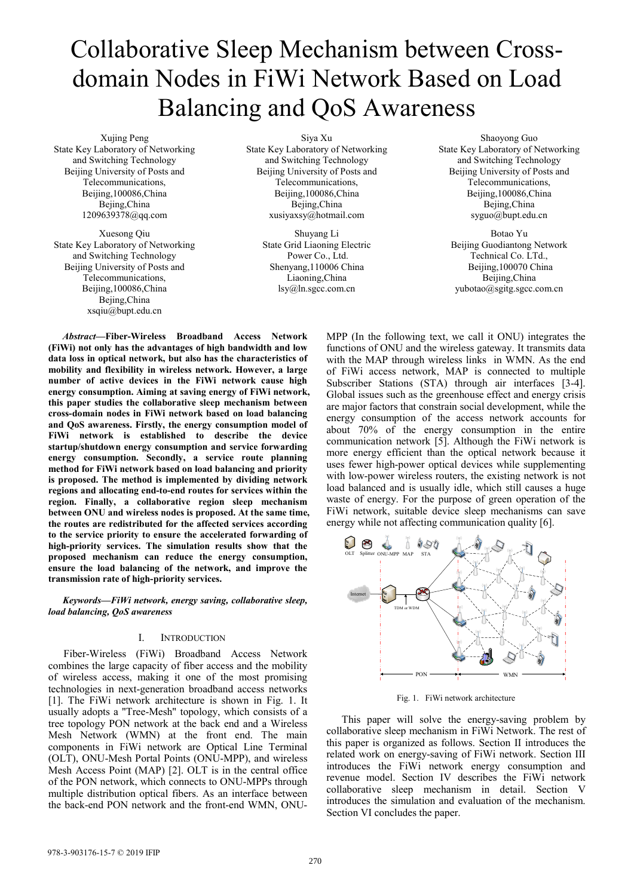# Collaborative Sleep Mechanism between Cross-domain Nodes in FiWi Network Based on Load Balancing and QoS Awareness

Xujing Peng
State Key Laboratory of Networking and Switching Technology
Beijing University of Posts and Telecommunications,
Beijing,100086,China
Bejing,China
1209639378@qq.com

Siya Xu
State Key Laboratory of Networking and Switching Technology
Beijing University of Posts and Telecommunications,
Beijing,100086,China
Bejing,China
xusiyaxsy@hotmail.com

Shaoyong Guo
State Key Laboratory of Networking and Switching Technology
Beijing University of Posts and Telecommunications,
Beijing,100086,China
Bejing,China
syguo@bupt.edu.cn

Xuesong Qiu
State Key Laboratory of Networking and Switching Technology
Beijing University of Posts and Telecommunications,
Beijing,100086,China
Bejing,China
xsqiu@bupt.edu.cn

Shuyang Li
State Grid Liaoning Electric Power Co., Ltd.
Shenyang,110006 China
Liaoning,China
lsy@ln.sgcc.com.cn

Botao Yu
Beijing Guodiantong Network Technical Co. LTd.,
Beijing,100070 China
Beijing,China
yubotao@sgitg.sgcc.com.cn

***Abstract*—Fiber-Wireless Broadband Access Network (FiWi) not only has the advantages of high bandwidth and low data loss in optical network, but also has the characteristics of mobility and flexibility in wireless network. However, a large number of active devices in the FiWi network cause high energy consumption. Aiming at saving energy of FiWi network, this paper studies the collaborative sleep mechanism between cross-domain nodes in FiWi network based on load balancing and QoS awareness. Firstly, the energy consumption model of FiWi network is established to describe the device startup/shutdown energy consumption and service forwarding energy consumption. Secondly, a service route planning method for FiWi network based on load balancing and priority is proposed. The method is implemented by dividing network regions and allocating end-to-end routes for services within the region. Finally, a collaborative region sleep mechanism between ONU and wireless nodes is proposed. At the same time, the routes are redistributed for the affected services according to the service priority to ensure the accelerated forwarding of high-priority services. The simulation results show that the proposed mechanism can reduce the energy consumption, ensure the load balancing of the network, and improve the transmission rate of high-priority services.**

***Keywords*—FiWi network, energy saving, collaborative sleep, load balancing, QoS awareness**

## I. INTRODUCTION

Fiber-Wireless (FiWi) Broadband Access Network combines the large capacity of fiber access and the mobility of wireless access, making it one of the most promising technologies in next-generation broadband access networks [1]. The FiWi network architecture is shown in Fig. 1. It usually adopts a "Tree-Mesh" topology, which consists of a tree topology PON network at the back end and a Wireless Mesh Network (WMN) at the front end. The main components in FiWi network are Optical Line Terminal (OLT), ONU-Mesh Portal Points (ONU-MPP), and wireless Mesh Access Point (MAP) [2]. OLT is in the central office of the PON network, which connects to ONU-MPPs through multiple distribution optical fibers. As an interface between the back-end PON network and the front-end WMN, ONU-MPP (In the following text, we call it ONU) integrates the functions of ONU and the wireless gateway. It transmits data with the MAP through wireless links in WMN. As the end of FiWi access network, MAP is connected to multiple Subscriber Stations (STA) through air interfaces [3-4]. Global issues such as the greenhouse effect and energy crisis are major factors that constrain social development, while the energy consumption of the access network accounts for about 70% of the energy consumption in the entire communication network [5]. Although the FiWi network is more energy efficient than the optical network because it uses fewer high-power optical devices while supplementing with low-power wireless routers, the existing network is not load balanced and is usually idle, which still causes a huge waste of energy. For the purpose of green operation of the FiWi network, suitable device sleep mechanisms can save energy while not affecting communication quality [6].

Fig. 1. FiWi network architecture

This paper will solve the energy-saving problem by collaborative sleep mechanism in FiWi Network. The rest of this paper is organized as follows. Section II introduces the related work on energy-saving of FiWi network. Section III introduces the FiWi network energy consumption and revenue model. Section IV describes the FiWi network collaborative sleep mechanism in detail. Section V introduces the simulation and evaluation of the mechanism. Section VI concludes the paper.

978-3-903176-15-7 © 2019 IFIP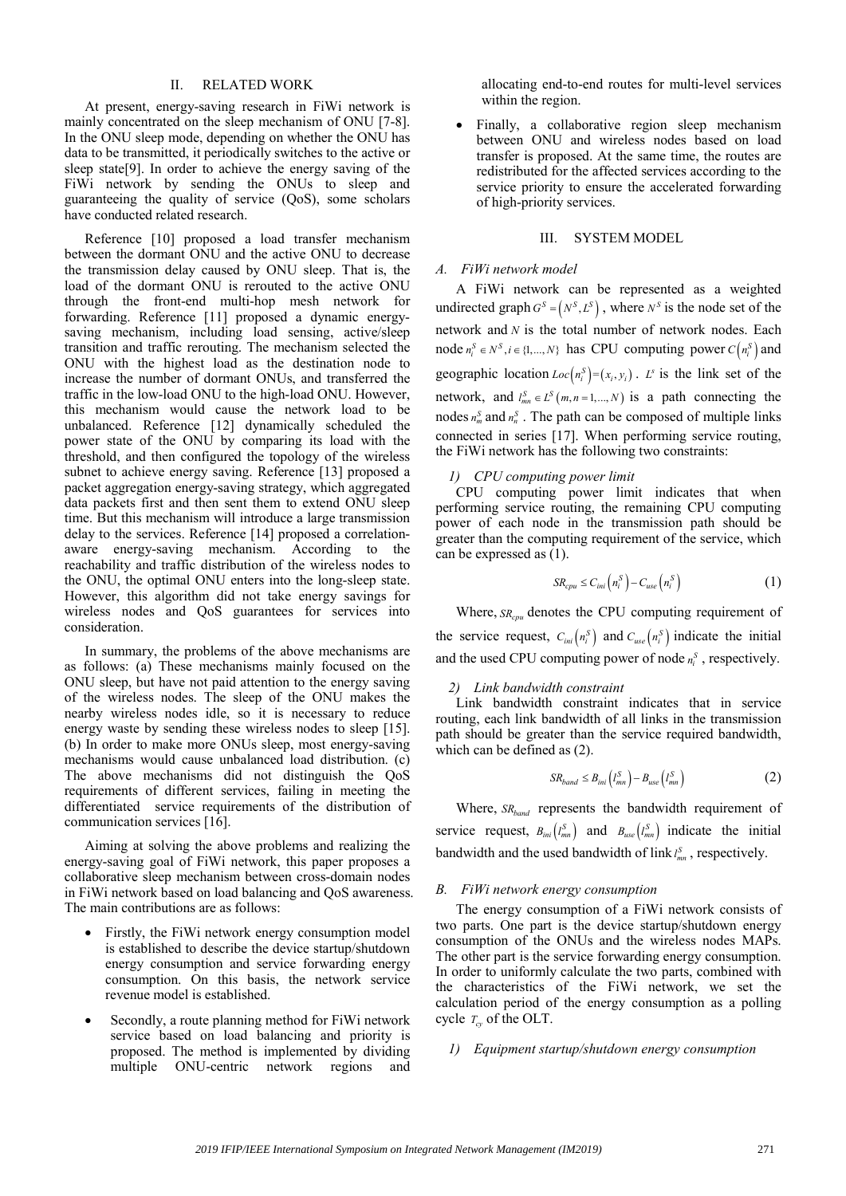## II. RELATED WORK

At present, energy-saving research in FiWi network is mainly concentrated on the sleep mechanism of ONU [7-8]. In the ONU sleep mode, depending on whether the ONU has data to be transmitted, it periodically switches to the active or sleep state[9]. In order to achieve the energy saving of the FiWi network by sending the ONUs to sleep and guaranteeing the quality of service (QoS), some scholars have conducted related research.

Reference [10] proposed a load transfer mechanism between the dormant ONU and the active ONU to decrease the transmission delay caused by ONU sleep. That is, the load of the dormant ONU is rerouted to the active ONU through the front-end multi-hop mesh network for forwarding. Reference [11] proposed a dynamic energy-saving mechanism, including load sensing, active/sleep transition and traffic rerouting. The mechanism selected the ONU with the highest load as the destination node to increase the number of dormant ONUs, and transferred the traffic in the low-load ONU to the high-load ONU. However, this mechanism would cause the network load to be unbalanced. Reference [12] dynamically scheduled the power state of the ONU by comparing its load with the threshold, and then configured the topology of the wireless subnet to achieve energy saving. Reference [13] proposed a packet aggregation energy-saving strategy, which aggregated data packets first and then sent them to extend ONU sleep time. But this mechanism will introduce a large transmission delay to the services. Reference [14] proposed a correlation-aware energy-saving mechanism. According to the reachability and traffic distribution of the wireless nodes to the ONU, the optimal ONU enters into the long-sleep state. However, this algorithm did not take energy savings for wireless nodes and QoS guarantees for services into consideration.

In summary, the problems of the above mechanisms are as follows: (a) These mechanisms mainly focused on the ONU sleep, but have not paid attention to the energy saving of the wireless nodes. The sleep of the ONU makes the nearby wireless nodes idle, so it is necessary to reduce energy waste by sending these wireless nodes to sleep [15]. (b) In order to make more ONUs sleep, most energy-saving mechanisms would cause unbalanced load distribution. (c) The above mechanisms did not distinguish the QoS requirements of different services, failing in meeting the differentiated service requirements of the distribution of communication services [16].

Aiming at solving the above problems and realizing the energy-saving goal of FiWi network, this paper proposes a collaborative sleep mechanism between cross-domain nodes in FiWi network based on load balancing and QoS awareness. The main contributions are as follows:

- Firstly, the FiWi network energy consumption model is established to describe the device startup/shutdown energy consumption and service forwarding energy consumption. On this basis, the network service revenue model is established.
- Secondly, a route planning method for FiWi network service based on load balancing and priority is proposed. The method is implemented by dividing multiple ONU-centric network regions and allocating end-to-end routes for multi-level services within the region.
- Finally, a collaborative region sleep mechanism between ONU and wireless nodes based on load transfer is proposed. At the same time, the routes are redistributed for the affected services according to the service priority to ensure the accelerated forwarding of high-priority services.

## III. SYSTEM MODEL

### *A. FiWi network model*

A FiWi network can be represented as a weighted undirected graph $G^S = (N^S, L^S)$, where $N^S$ is the node set of the network and $N$ is the total number of network nodes. Each node $n_i^S \in N^S, i \in \{1,...,N\}$ has CPU computing power $C(n_i^S)$ and geographic location $Loc(n_i^S) = (x_i, y_i)$. $L^s$ is the link set of the network, and $l_{mn}^S \in L^S(m, n = 1,...,N)$ is a path connecting the nodes $n_m^S$ and $n_n^S$. The path can be composed of multiple links connected in series [17]. When performing service routing, the FiWi network has the following two constraints:

#### *1) CPU computing power limit*

CPU computing power limit indicates that when performing service routing, the remaining CPU computing power of each node in the transmission path should be greater than the computing requirement of the service, which can be expressed as (1).

$$SR_{cpu} \leq C_{ini}(n_i^S) - C_{use}(n_i^S) \tag{1}$$

Where, $SR_{cpu}$ denotes the CPU computing requirement of the service request, $C_{ini}(n_i^S)$ and $C_{use}(n_i^S)$ indicate the initial and the used CPU computing power of node $n_i^S$, respectively.

#### *2) Link bandwidth constraint*

Link bandwidth constraint indicates that in service routing, each link bandwidth of all links in the transmission path should be greater than the service required bandwidth, which can be defined as (2).

$$SR_{band} \leq B_{ini}(l_{mn}^S) - B_{use}(l_{mn}^S) \tag{2}$$

Where, $SR_{band}$ represents the bandwidth requirement of service request, $B_{ini}(l_{mn}^S)$ and $B_{use}(l_{mn}^S)$ indicate the initial bandwidth and the used bandwidth of link $l_{mn}^S$, respectively.

### *B. FiWi network energy consumption*

The energy consumption of a FiWi network consists of two parts. One part is the device startup/shutdown energy consumption of the ONUs and the wireless nodes MAPs. The other part is the service forwarding energy consumption. In order to uniformly calculate the two parts, combined with the characteristics of the FiWi network, we set the calculation period of the energy consumption as a polling cycle $T_{cy}$ of the OLT.

#### *1) Equipment startup/shutdown energy consumption*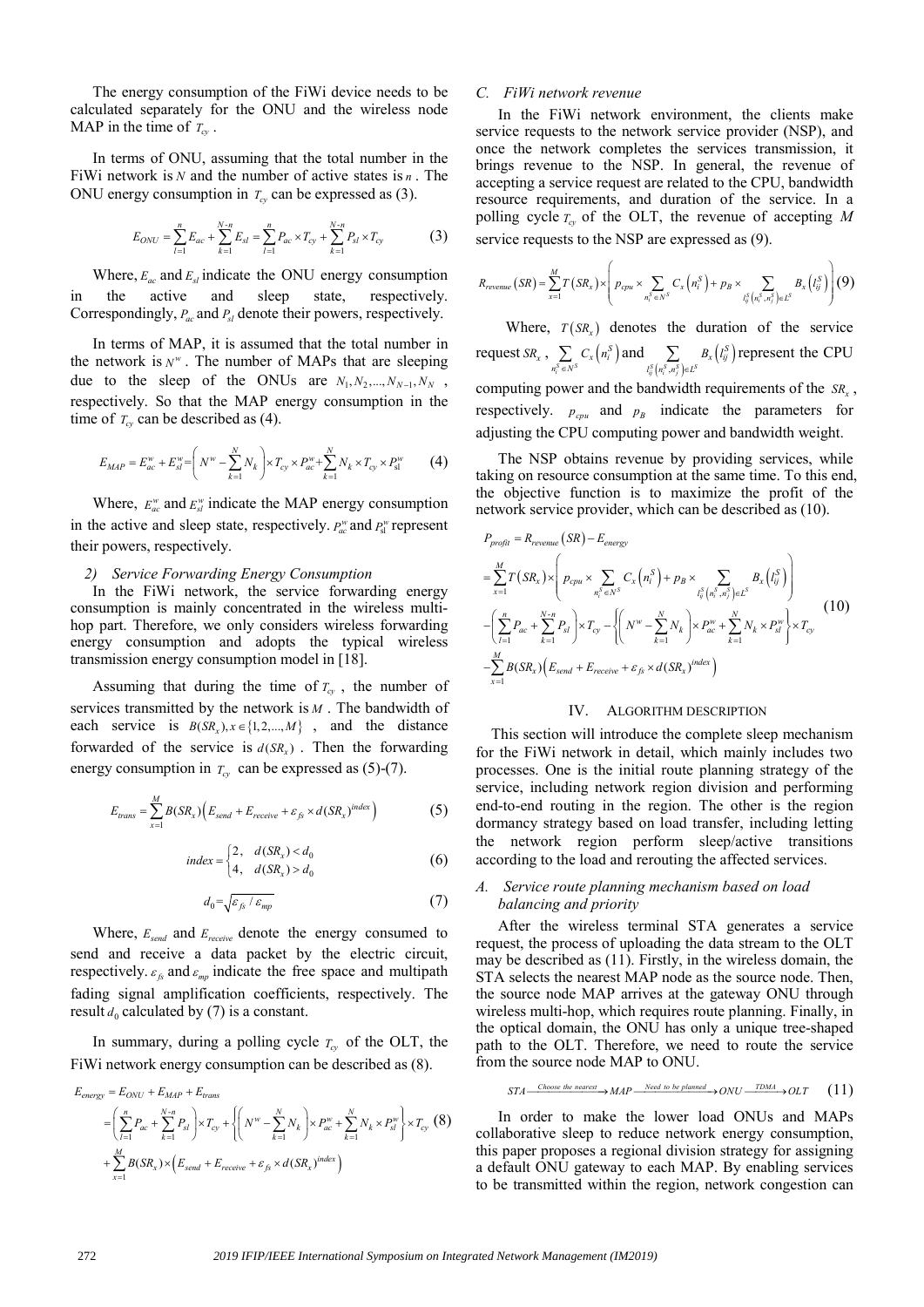The energy consumption of the FiWi device needs to be calculated separately for the ONU and the wireless node MAP in the time of $T_{cy}$.

In terms of ONU, assuming that the total number in the FiWi network is $N$ and the number of active states is $n$. The ONU energy consumption in $T_{cy}$ can be expressed as (3).

$$E_{ONU} = \sum_{l=1}^{n} E_{ac} + \sum_{k=1}^{N-n} E_{sl} = \sum_{l=1}^{n} P_{ac} \times T_{cy} + \sum_{k=1}^{N-n} P_{sl} \times T_{cy} \tag{3}$$

Where, $E_{ac}$ and $E_{sl}$ indicate the ONU energy consumption in the active and sleep state, respectively. Correspondingly, $P_{ac}$ and $P_{sl}$ denote their powers, respectively.

In terms of MAP, it is assumed that the total number in the network is $N^w$. The number of MAPs that are sleeping due to the sleep of the ONUs are $N_1, N_2, ..., N_{N-1}, N_N$, respectively. So that the MAP energy consumption in the time of $T_{cy}$ can be described as (4).

$$E_{MAP} = E_{ac}^{w} + E_{sl}^{w} = \left( N^w - \sum_{k=1}^{N} N_k \right) \times T_{cy} \times P_{ac}^{w} + \sum_{k=1}^{N} N_k \times T_{cy} \times P_{sl}^{w} \tag{4}$$

Where, $E_{ac}^{w}$ and $E_{sl}^{w}$ indicate the MAP energy consumption in the active and sleep state, respectively. $P_{ac}^{w}$ and $P_{sl}^{w}$ represent their powers, respectively.

### 2) Service Forwarding Energy Consumption

In the FiWi network, the service forwarding energy consumption is mainly concentrated in the wireless multi-hop part. Therefore, we only considers wireless forwarding energy consumption and adopts the typical wireless transmission energy consumption model in [18].

Assuming that during the time of $T_{cy}$, the number of services transmitted by the network is $M$. The bandwidth of each service is $B(SR_x), x \in \{1, 2, ..., M\}$, and the distance forwarded of the service is $d(SR_x)$. Then the forwarding energy consumption in $T_{cy}$ can be expressed as (5)-(7).

$$E_{trans} = \sum_{x=1}^{M} B(SR_x) \left( E_{send} + E_{receive} + \varepsilon_{fs} \times d(SR_x)^{index} \right) \tag{5}$$

$$index = \begin{cases} 2, & d(SR_x) < d_0 \\ 4, & d(SR_x) > d_0 \end{cases} \tag{6}$$

$$d_0 = \sqrt{\varepsilon_{fs} / \varepsilon_{mp}} \tag{7}$$

Where, $E_{send}$ and $E_{receive}$ denote the energy consumed to send and receive a data packet by the electric circuit, respectively. $\varepsilon_{fs}$ and $\varepsilon_{mp}$ indicate the free space and multipath fading signal amplification coefficients, respectively. The result $d_0$ calculated by (7) is a constant.

In summary, during a polling cycle $T_{cy}$ of the OLT, the FiWi network energy consumption can be described as (8).

$$\begin{aligned} E_{energy} &= E_{ONU} + E_{MAP} + E_{trans} \\ &= \left( \sum_{l=1}^{n} P_{ac} + \sum_{k=1}^{N-n} P_{sl} \right) \times T_{cy} + \left\{ \left( N^w - \sum_{k=1}^{N} N_k \right) \times P_{ac}^{w} + \sum_{k=1}^{N} N_k \times P_{sl}^{w} \right\} \times T_{cy} \\ &+ \sum_{x=1}^{M} B(SR_x) \times \left( E_{send} + E_{receive} + \varepsilon_{fs} \times d(SR_x)^{index} \right) \end{aligned} \tag{8}$$

### C. FiWi network revenue

In the FiWi network environment, the clients make service requests to the network service provider (NSP), and once the network completes the services transmission, it brings revenue to the NSP. In general, the revenue of accepting a service request are related to the CPU, bandwidth resource requirements, and duration of the service. In a polling cycle $T_{cy}$ of the OLT, the revenue of accepting $M$ service requests to the NSP are expressed as (9).

$$R_{revenue}(SR) = \sum_{x=1}^{M} T(SR_x) \times \left( p_{cpu} \times \sum_{n_i^S \in N^S} C_x\left(n_i^S\right) + p_B \times \sum_{l_{ij}^S\left(n_i^S, n_j^S\right) \in L^S} B_x\left(l_{ij}^S\right) \right) \tag{9}$$

Where, $T(SR_x)$ denotes the duration of the service request $SR_x$, $\sum_{n_i^S \in N^S} C_x\left(n_i^S\right)$ and $\sum_{l_{ij}^S\left(n_i^S, n_j^S\right) \in L^S} B_x\left(l_{ij}^S\right)$ represent the CPU computing power and the bandwidth requirements of the $SR_x$, respectively. $p_{cpu}$ and $p_B$ indicate the parameters for adjusting the CPU computing power and bandwidth weight.

The NSP obtains revenue by providing services, while taking on resource consumption at the same time. To this end, the objective function is to maximize the profit of the network service provider, which can be described as (10).

$$\begin{aligned} P_{profit} &= R_{revenue}(SR) - E_{energy} \\ &= \sum_{x=1}^{M} T(SR_x) \times \left( p_{cpu} \times \sum_{n_i^S \in N^S} C_x\left(n_i^S\right) + p_B \times \sum_{l_{ij}^S\left(n_i^S, n_j^S\right) \in L^S} B_x\left(l_{ij}^S\right) \right) \\ &- \left( \sum_{l=1}^{n} P_{ac} + \sum_{k=1}^{N-n} P_{sl} \right) \times T_{cy} - \left\{ \left( N^w - \sum_{k=1}^{N} N_k \right) \times P_{ac}^{w} + \sum_{k=1}^{N} N_k \times P_{sl}^{w} \right\} \times T_{cy} \\ &- \sum_{x=1}^{M} B(SR_x) \left( E_{send} + E_{receive} + \varepsilon_{fs} \times d(SR_x)^{index} \right) \end{aligned} \tag{10}$$

## IV. ALGORITHM DESCRIPTION

This section will introduce the complete sleep mechanism for the FiWi network in detail, which mainly includes two processes. One is the initial route planning strategy of the service, including network region division and performing end-to-end routing in the region. The other is the region dormancy strategy based on load transfer, including letting the network region perform sleep/active transitions according to the load and rerouting the affected services.

### A. Service route planning mechanism based on load balancing and priority

After the wireless terminal STA generates a service request, the process of uploading the data stream to the OLT may be described as (11). Firstly, in the wireless domain, the STA selects the nearest MAP node as the source node. Then, the source node MAP arrives at the gateway ONU through wireless multi-hop, which requires route planning. Finally, in the optical domain, the ONU has only a unique tree-shaped path to the OLT. Therefore, we need to route the service from the source node MAP to ONU.

$$STA \xrightarrow{\text{Choose the nearest}} MAP \xrightarrow{\text{Need to be planned}} ONU \xrightarrow{\text{TDMA}} OLT \tag{11}$$

In order to make the lower load ONUs and MAPs collaborative sleep to reduce network energy consumption, this paper proposes a regional division strategy for assigning a default ONU gateway to each MAP. By enabling services to be transmitted within the region, network congestion can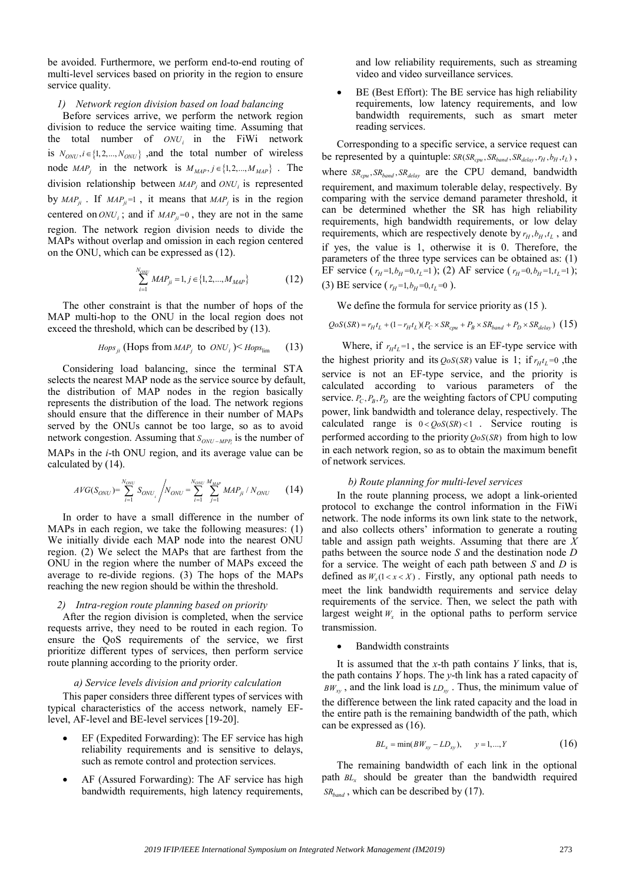be avoided. Furthermore, we perform end-to-end routing of multi-level services based on priority in the region to ensure service quality.

### 1) Network region division based on load balancing

Before services arrive, we perform the network region division to reduce the service waiting time. Assuming that the total number of $ONU_i$ in the FiWi network is $N_{ONU}, i \in \{1,2,...,N_{ONU}\}$ ,and the total number of wireless node $MAP_j$ in the network is $M_{MAP}, j \in \{1,2,...,M_{MAP}\}$ . The division relationship between $MAP_j$ and $ONU_i$ is represented by $MAP_{ji}$ . If $MAP_{ji}=1$ , it means that $MAP_j$ is in the region centered on $ONU_i$ ; and if $MAP_{ji}=0$ , they are not in the same region. The network region division needs to divide the MAPs without overlap and omission in each region centered on the ONU, which can be expressed as (12).

$$\sum_{i=1}^{N_{ONU}} MAP_{ji} = 1, j \in \{1,2,...,M_{MAP}\} \tag{12}$$

The other constraint is that the number of hops of the MAP multi-hop to the ONU in the local region does not exceed the threshold, which can be described by (13).

$$Hops_{ji} \text{ (Hops from } MAP_j \text{ to } ONU_i\text{)} < Hops_{\lim} \tag{13}$$

Considering load balancing, since the terminal STA selects the nearest MAP node as the service source by default, the distribution of MAP nodes in the region basically represents the distribution of the load. The network regions should ensure that the difference in their number of MAPs served by the ONUs cannot be too large, so as to avoid network congestion. Assuming that $S_{ONU-MPP_i}$ is the number of MAPs in the *i*-th ONU region, and its average value can be calculated by (14).

$$AVG(S_{ONU}) = \sum_{i=1}^{N_{ONU}} S_{ONU_i} \Big/ N_{ONU} = \sum_{i=1}^{N_{ONU}} \sum_{j=1}^{M_{MAP}} MAP_{ji} / N_{ONU} \tag{14}$$

In order to have a small difference in the number of MAPs in each region, we take the following measures: (1) We initially divide each MAP node into the nearest ONU region. (2) We select the MAPs that are farthest from the ONU in the region where the number of MAPs exceed the average to re-divide regions. (3) The hops of the MAPs reaching the new region should be within the threshold.

### 2) Intra-region route planning based on priority

After the region division is completed, when the service requests arrive, they need to be routed in each region. To ensure the QoS requirements of the service, we first prioritize different types of services, then perform service route planning according to the priority order.

#### a) Service levels division and priority calculation

This paper considers three different types of services with typical characteristics of the access network, namely EF-level, AF-level and BE-level services [19-20].

- EF (Expedited Forwarding): The EF service has high reliability requirements and is sensitive to delays, such as remote control and protection services.
- AF (Assured Forwarding): The AF service has high bandwidth requirements, high latency requirements, and low reliability requirements, such as streaming video and video surveillance services.
- BE (Best Effort): The BE service has high reliability requirements, low latency requirements, and low bandwidth requirements, such as smart meter reading services.

Corresponding to a specific service, a service request can be represented by a quintuple: $SR(SR_{cpu}, SR_{band}, SR_{delay}, r_H, b_H, t_L)$ , where $SR_{cpu}, SR_{band}, SR_{delay}$ are the CPU demand, bandwidth requirement, and maximum tolerable delay, respectively. By comparing with the service demand parameter threshold, it can be determined whether the SR has high reliability requirements, high bandwidth requirements, or low delay requirements, which are respectively denote by $r_H, b_H, t_L$ , and if yes, the value is 1, otherwise it is 0. Therefore, the parameters of the three type services can be obtained as: (1) EF service ( $r_H=1, b_H=0, t_L=1$ ); (2) AF service ( $r_H=0, b_H=1, t_L=1$ ); (3) BE service ( $r_H=1, b_H=0, t_L=0$ ).

We define the formula for service priority as (15 ).

$$QoS(SR) = r_H t_L + (1 - r_H t_L)(P_C \times SR_{cpu} + P_B \times SR_{band} + P_D \times SR_{delay}) \tag{15}$$

Where, if $r_H t_L=1$ , the service is an EF-type service with the highest priority and its $QoS(SR)$ value is 1; if $r_H t_L=0$ ,the service is not an EF-type service, and the priority is calculated according to various parameters of the service. $P_C, P_B, P_D$ are the weighting factors of CPU computing power, link bandwidth and tolerance delay, respectively. The calculated range is $0 < QoS(SR) < 1$ . Service routing is performed according to the priority $QoS(SR)$ from high to low in each network region, so as to obtain the maximum benefit of network services.

#### b) Route planning for multi-level services

In the route planning process, we adopt a link-oriented protocol to exchange the control information in the FiWi network. The node informs its own link state to the network, and also collects others' information to generate a routing table and assign path weights. Assuming that there are *X* paths between the source node *S* and the destination node *D* for a service. The weight of each path between *S* and *D* is defined as $W_x (1 < x < X)$ . Firstly, any optional path needs to meet the link bandwidth requirements and service delay requirements of the service. Then, we select the path with largest weight $W_x$ in the optional paths to perform service transmission.

- Bandwidth constraints

It is assumed that the *x*-th path contains *Y* links, that is, the path contains *Y* hops. The *y*-th link has a rated capacity of $BW_{xy}$ , and the link load is $LD_{xy}$ . Thus, the minimum value of the difference between the link rated capacity and the load in the entire path is the remaining bandwidth of the path, which can be expressed as (16).

$$BL_x = \min(BW_{xy} - LD_{xy}), \quad y = 1,...,Y \tag{16}$$

The remaining bandwidth of each link in the optional path $BL_x$ should be greater than the bandwidth required $SR_{band}$ , which can be described by (17).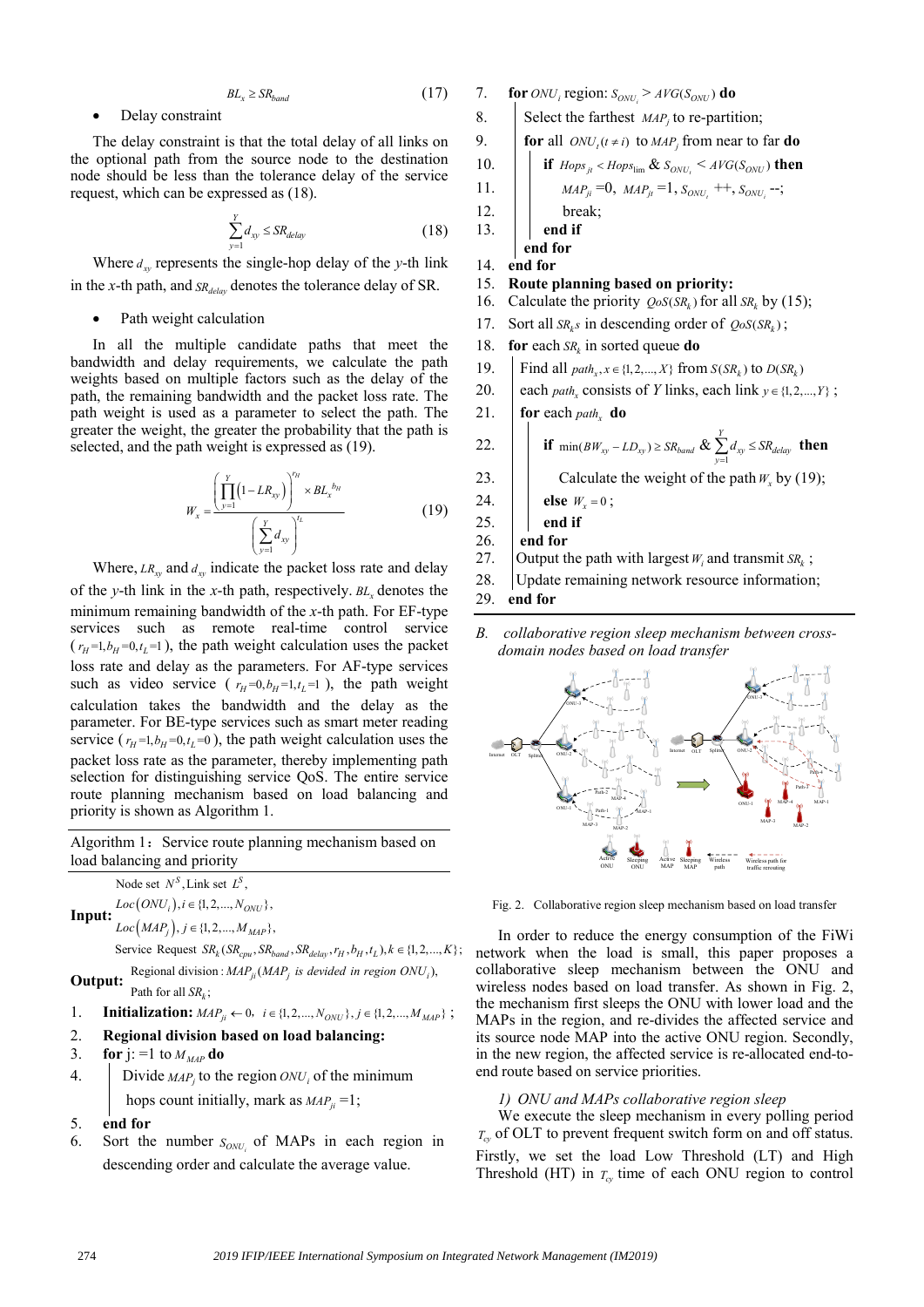$$BL_x \geq SR_{band} \tag{17}$$

- Delay constraint

The delay constraint is that the total delay of all links on the optional path from the source node to the destination node should be less than the tolerance delay of the service request, which can be expressed as (18).

$$\sum_{y=1}^{Y} d_{xy} \leq SR_{delay} \tag{18}$$

Where $d_{xy}$ represents the single-hop delay of the $y$-th link in the $x$-th path, and $SR_{delay}$ denotes the tolerance delay of SR.

- Path weight calculation

In all the multiple candidate paths that meet the bandwidth and delay requirements, we calculate the path weights based on multiple factors such as the delay of the path, the remaining bandwidth and the packet loss rate. The path weight is used as a parameter to select the path. The greater the weight, the greater the probability that the path is selected, and the path weight is expressed as (19).

$$W_x = \frac{\left(\prod_{y=1}^{Y}\left(1-LR_{xy}\right)\right)^{r_H} \times BL_x^{\,b_H}}{\left(\sum_{y=1}^{Y} d_{xy}\right)^{t_L}} \tag{19}$$

Where, $LR_{xy}$ and $d_{xy}$ indicate the packet loss rate and delay of the $y$-th link in the $x$-th path, respectively. $BL_x$ denotes the minimum remaining bandwidth of the $x$-th path. For EF-type services such as remote real-time control service ($r_H$=1,$b_H$=0,$t_L$=1), the path weight calculation uses the packet loss rate and delay as the parameters. For AF-type services such as video service ($r_H$=0,$b_H$=1,$t_L$=1), the path weight calculation takes the bandwidth and the delay as the parameter. For BE-type services such as smart meter reading service ($r_H$=1,$b_H$=0,$t_L$=0), the path weight calculation uses the packet loss rate as the parameter, thereby implementing path selection for distinguishing service QoS. The entire service route planning mechanism based on load balancing and priority is shown as Algorithm 1.

**Algorithm 1:** Service route planning mechanism based on load balancing and priority

**Input:** Node set $N^S$, Link set $L^S$,
$Loc(ONU_i), i \in \{1,2,...,N_{ONU}\}$,
$Loc(MAP_j), j \in \{1,2,...,M_{MAP}\}$,
Service Request $SR_k(SR_{cpu}, SR_{band}, SR_{delay}, r_H, b_H, t_L), k \in \{1,2,...,K\}$;

**Output:** Regional division : $MAP_{ji}$ ($MAP_j$ *is devided in region* $ONU_i$),
Path for all $SR_k$;

1. **Initialization:** $MAP_{ji} \leftarrow 0$, $i \in \{1,2,...,N_{ONU}\}, j \in \{1,2,...,M_{MAP}\}$ ;
2. **Regional division based on load balancing:**
3. **for** j: =1 to $M_{MAP}$ **do**
4. Divide $MAP_j$ to the region $ONU_i$ of the minimum hops count initially, mark as $MAP_{ji}$ =1;
5. **end for**
6. Sort the number $S_{ONU_i}$ of MAPs in each region in descending order and calculate the average value.
7. **for** $ONU_i$ region: $S_{ONU_i} > AVG(S_{ONU})$ **do**
8. Select the farthest $MAP_j$ to re-partition;
9. **for** all $ONU_t(t \neq i)$ to $MAP_j$ from near to far **do**
10. **if** $Hops_{jt} < Hops_{lim}$ & $S_{ONU_t} < AVG(S_{ONU})$ **then**
11. $MAP_{ji}$ =0, $MAP_{jt}$ =1, $S_{ONU_t}$ ++, $S_{ONU_i}$ --;
12. break;
13. **end if**
    **end for**
14. **end for**
15. **Route planning based on priority:**
16. Calculate the priority $QoS(SR_k)$ for all $SR_k$ by (15);
17. Sort all $SR_k s$ in descending order of $QoS(SR_k)$;
18. **for** each $SR_k$ in sorted queue **do**
19. Find all $path_x, x \in \{1,2,...,X\}$ from $S(SR_k)$ to $D(SR_k)$
20. each $path_x$ consists of $Y$ links, each link $y \in \{1,2,...,Y\}$ ;
21. **for** each $path_x$ **do**
22. **if** $\min(BW_{xy} - LD_{xy}) \geq SR_{band}$ & $\sum_{y=1}^{Y} d_{xy} \leq SR_{delay}$ **then**
23. Calculate the weight of the path $W_x$ by (19);
24. **else** $W_x = 0$ ;
25. **end if**
26. **end for**
27. Output the path with largest $W_i$ and transmit $SR_k$ ;
28. Update remaining network resource information;
29. **end for**

### B. collaborative region sleep mechanism between cross-domain nodes based on load transfer

Fig. 2. Collaborative region sleep mechanism based on load transfer

In order to reduce the energy consumption of the FiWi network when the load is small, this paper proposes a collaborative sleep mechanism between the ONU and wireless nodes based on load transfer. As shown in Fig. 2, the mechanism first sleeps the ONU with lower load and the MAPs in the region, and re-divides the affected service and its source node MAP into the active ONU region. Secondly, in the new region, the affected service is re-allocated end-to-end route based on service priorities.

#### 1) ONU and MAPs collaborative region sleep

We execute the sleep mechanism in every polling period $T_{cy}$ of OLT to prevent frequent switch form on and off status. Firstly, we set the load Low Threshold (LT) and High Threshold (HT) in $T_{cy}$ time of each ONU region to control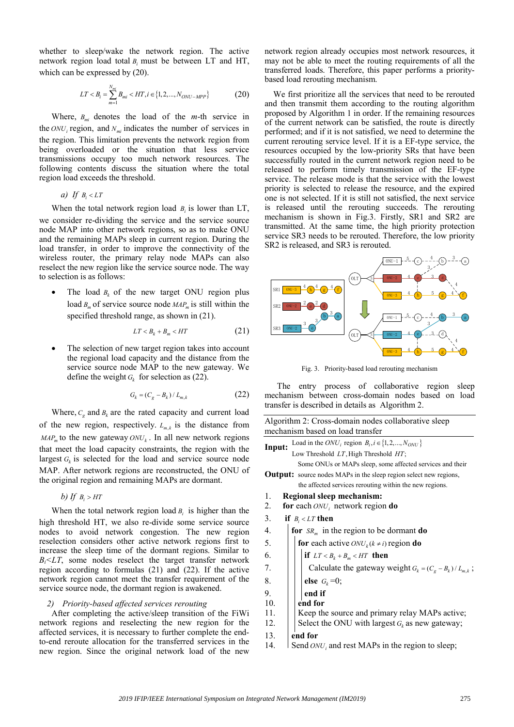whether to sleep/wake the network region. The active network region load total $B_i$ must be between LT and HT, which can be expressed by (20).

$$LT < B_i = \sum_{m=1}^{N_{mi}} B_{mi} < HT, i \in \{1, 2, ..., N_{ONU-MPP}\} \tag{20}$$

Where, $B_{mi}$ denotes the load of the $m$-th service in the $ONU_i$ region, and $N_{mi}$ indicates the number of services in the region. This limitation prevents the network region from being overloaded or the situation that less service transmissions occupy too much network resources. The following contents discuss the situation where the total region load exceeds the threshold.

*a) If $B_i < LT$*

When the total network region load $B_i$ is lower than LT, we consider re-dividing the service and the service source node MAP into other network regions, so as to make ONU and the remaining MAPs sleep in current region. During the load transfer, in order to improve the connectivity of the wireless router, the primary relay node MAPs can also reselect the new region like the service source node. The way to selection is as follows:

- The load $B_k$ of the new target ONU region plus load $B_m$ of service source node $MAP_m$ is still within the specified threshold range, as shown in (21).

$$LT < B_k + B_m < HT \tag{21}$$

- The selection of new target region takes into account the regional load capacity and the distance from the service source node MAP to the new gateway. We define the weight $G_k$ for selection as (22).

$$G_k = (C_g - B_k) / L_{m,k} \tag{22}$$

Where, $C_g$ and $B_k$ are the rated capacity and current load of the new region, respectively. $L_{m,k}$ is the distance from $MAP_m$ to the new gateway $ONU_k$. In all new network regions that meet the load capacity constraints, the region with the largest $G_k$ is selected for the load and service source node MAP. After network regions are reconstructed, the ONU of the original region and remaining MAPs are dormant.

*b) If $B_i > HT$*

When the total network region load $B_i$ is higher than the high threshold HT, we also re-divide some service source nodes to avoid network congestion. The new region reselection considers other active network regions first to increase the sleep time of the dormant regions. Similar to $B_i < LT$, some nodes reselect the target transfer network region according to formulas (21) and (22). If the active network region cannot meet the transfer requirement of the service source node, the dormant region is awakened.

*2) Priority-based affected services rerouting*

After completing the active/sleep transition of the FiWi network regions and reselecting the new region for the affected services, it is necessary to further complete the end-to-end reroute allocation for the transferred services in the new region. Since the original network load of the new network region already occupies most network resources, it may not be able to meet the routing requirements of all the transferred loads. Therefore, this paper performs a priority-based load rerouting mechanism.

We first prioritize all the services that need to be rerouted and then transmit them according to the routing algorithm proposed by Algorithm 1 in order. If the remaining resources of the current network can be satisfied, the route is directly performed; and if it is not satisfied, we need to determine the current rerouting service level. If it is a EF-type service, the resources occupied by the low-priority SRs that have been successfully routed in the current network region need to be released to perform timely transmission of the EF-type service. The release mode is that the service with the lowest priority is selected to release the resource, and the expired one is not selected. If it is still not satisfied, the next service is released until the rerouting succeeds. The rerouting mechanism is shown in Fig.3. Firstly, SR1 and SR2 are transmitted. At the same time, the high priority protection service SR3 needs to be rerouted. Therefore, the low priority SR2 is released, and SR3 is rerouted.

Fig. 3. Priority-based load rerouting mechanism

The entry process of collaborative region sleep mechanism between cross-domain nodes based on load transfer is described in details as Algorithm 2.

**Algorithm 2: Cross-domain nodes collaborative sleep mechanism based on load transfer**

**Input:** Load in the $ONU_i$ region $B_i, i \in \{1, 2, ..., N_{ONU}\}$
Low Threshold $LT$, High Threshold $HT$;

**Output:** Some ONUs or MAPs sleep, some affected services and their source nodes MAPs in the sleep region select new regions, the affected services rerouting within the new regions.

```
1.   Regional sleep mechanism:
2.   for each ONU_i network region do
3.     if B_i < LT then
4.       for SR_m in the region to be dormant do
5.         for each active ONU_k (k ≠ i) region do
6.           if LT < B_k + B_m < HT then
7.             Calculate the gateway weight G_k = (C_g - B_k) / L_{m,k};
8.           else G_k = 0;
9.           end if
10.        end for
11.        Keep the source and primary relay MAPs active;
12.        Select the ONU with largest G_k as new gateway;
13.      end for
14.      Send ONU_i and rest MAPs in the region to sleep;
```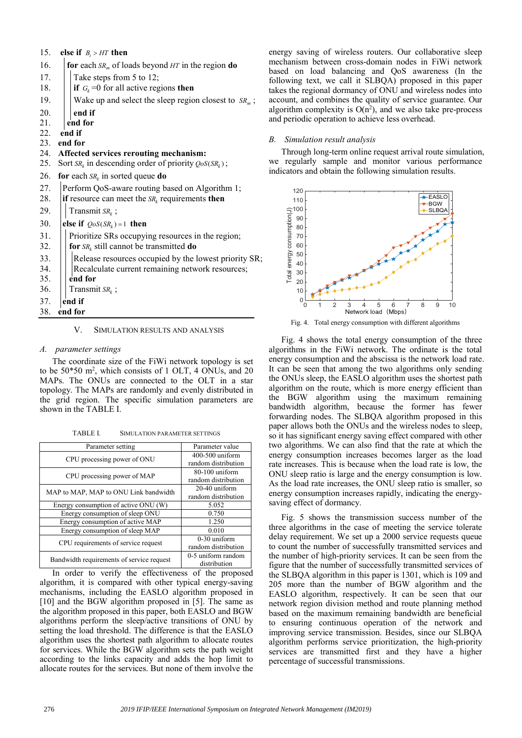15. **else if** $B_i > HT$ **then**
16. **for** each $SR_m$ of loads beyond $HT$ in the region **do**
17. Take steps from 5 to 12;
18. **if** $G_k$ =0 for all active regions **then**
19. Wake up and select the sleep region closest to $SR_m$ ;
20. **end if**
21. **end for**
22. **end if**
23. **end for**
24. **Affected services rerouting mechanism:**
25. Sort $SR_k$ in descending order of priority $QoS(SR_k)$ ;
26. **for** each $SR_k$ in sorted queue **do**
27. Perform QoS-aware routing based on Algorithm 1;
28. **if** resource can meet the $SR_k$ requirements **then**
29. Transmit $SR_k$ ;
30. **else if** $QoS(SR_k) = 1$ **then**
31. Prioritize SRs occupying resources in the region;
32. **for** $SR_k$ still cannot be transmitted **do**
33. Release resources occupied by the lowest priority SR;
34. Recalculate current remaining network resources;
35. **end for**
36. Transmit $SR_k$ ;
37. **end if**
38. **end for**

## V. SIMULATION RESULTS AND ANALYSIS

### *A. parameter settings*

The coordinate size of the FiWi network topology is set to be 50*50 m$^2$, which consists of 1 OLT, 4 ONUs, and 20 MAPs. The ONUs are connected to the OLT in a star topology. The MAPs are randomly and evenly distributed in the grid region. The specific simulation parameters are shown in the TABLE I.

TABLE I. SIMULATION PARAMETER SETTINGS

| Parameter setting | Parameter value |
|---|---|
| CPU processing power of ONU | 400-500 uniform random distribution |
| CPU processing power of MAP | 80-100 uniform random distribution |
| MAP to MAP, MAP to ONU Link bandwidth | 20-40 uniform random distribution |
| Energy consumption of active ONU (W) | 5.052 |
| Energy consumption of sleep ONU | 0.750 |
| Energy consumption of active MAP | 1.250 |
| Energy consumption of sleep MAP | 0.010 |
| CPU requirements of service request | 0-30 uniform random distribution |
| Bandwidth requirements of service request | 0-5 uniform random distribution |

In order to verify the effectiveness of the proposed algorithm, it is compared with other typical energy-saving mechanisms, including the EASLO algorithm proposed in [10] and the BGW algorithm proposed in [5]. The same as the algorithm proposed in this paper, both EASLO and BGW algorithms perform the sleep/active transitions of ONU by setting the load threshold. The difference is that the EASLO algorithm uses the shortest path algorithm to allocate routes for services. While the BGW algorithm sets the path weight according to the links capacity and adds the hop limit to allocate routes for the services. But none of them involve the energy saving of wireless routers. Our collaborative sleep mechanism between cross-domain nodes in FiWi network based on load balancing and QoS awareness (In the following text, we call it SLBQA) proposed in this paper takes the regional dormancy of ONU and wireless nodes into account, and combines the quality of service guarantee. Our algorithm complexity is O(n$^2$), and we also take pre-process and periodic operation to achieve less overhead.

### *B. Simulation result analysis*

Through long-term online request arrival route simulation, we regularly sample and monitor various performance indicators and obtain the following simulation results.

Fig. 4. Total energy consumption with different algorithms

Fig. 4 shows the total energy consumption of the three algorithms in the FiWi network. The ordinate is the total energy consumption and the abscissa is the network load rate. It can be seen that among the two algorithms only sending the ONUs sleep, the EASLO algorithm uses the shortest path algorithm on the route, which is more energy efficient than the BGW algorithm using the maximum remaining bandwidth algorithm, because the former has fewer forwarding nodes. The SLBQA algorithm proposed in this paper allows both the ONUs and the wireless nodes to sleep, so it has significant energy saving effect compared with other two algorithms. We can also find that the rate at which the energy consumption increases becomes larger as the load rate increases. This is because when the load rate is low, the ONU sleep ratio is large and the energy consumption is low. As the load rate increases, the ONU sleep ratio is smaller, so energy consumption increases rapidly, indicating the energy-saving effect of dormancy.

Fig. 5 shows the transmission success number of the three algorithms in the case of meeting the service tolerate delay requirement. We set up a 2000 service requests queue to count the number of successfully transmitted services and the number of high-priority services. It can be seen from the figure that the number of successfully transmitted services of the SLBQA algorithm in this paper is 1301, which is 109 and 205 more than the number of BGW algorithm and the EASLO algorithm, respectively. It can be seen that our network region division method and route planning method based on the maximum remaining bandwidth are beneficial to ensuring continuous operation of the network and improving service transmission. Besides, since our SLBQA algorithm performs service prioritization, the high-priority services are transmitted first and they have a higher percentage of successful transmissions.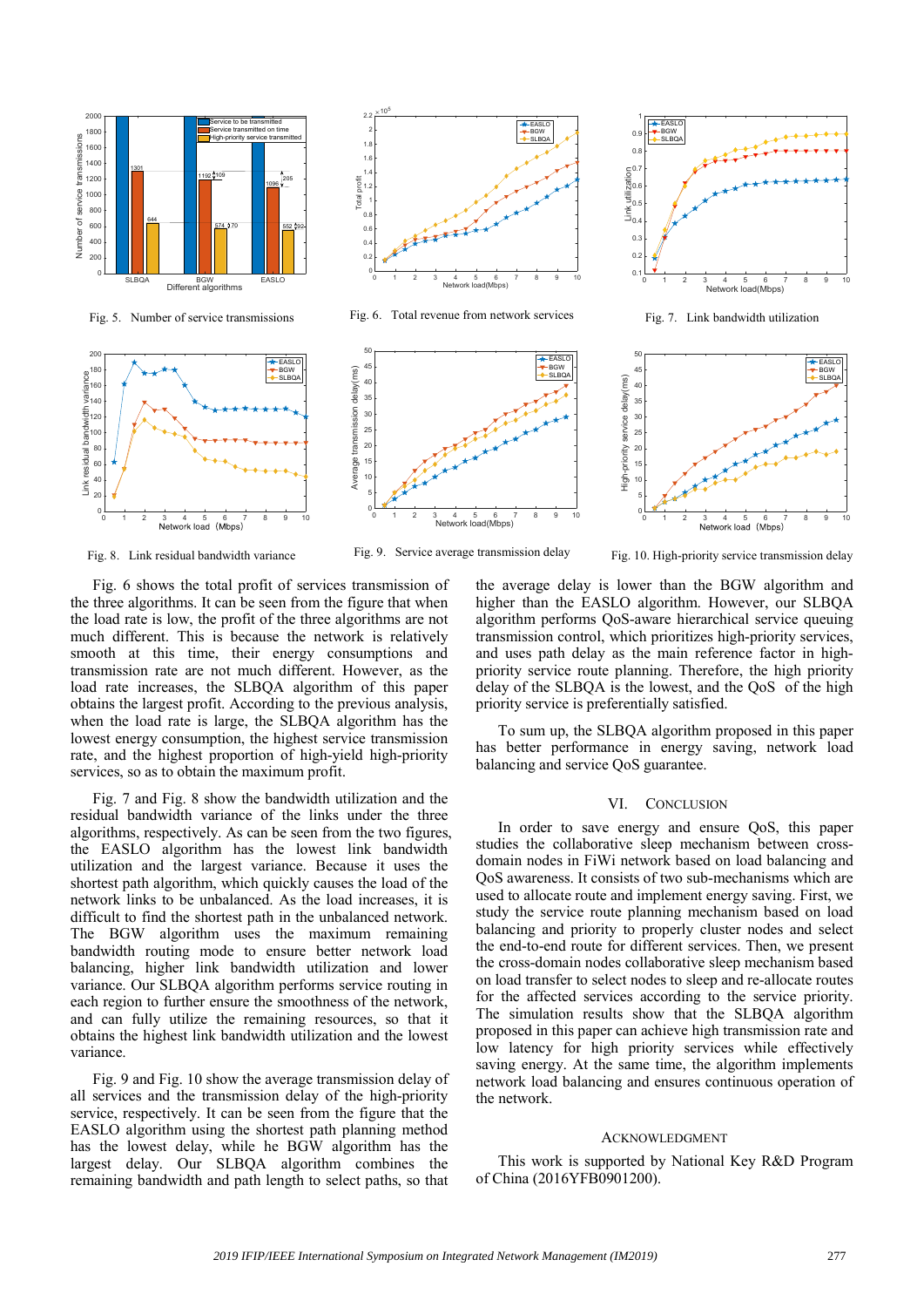Fig. 5. Number of service transmissions

Fig. 6. Total revenue from network services

Fig. 7. Link bandwidth utilization

Fig. 8. Link residual bandwidth variance

Fig. 9. Service average transmission delay

Fig. 10. High-priority service transmission delay

Fig. 6 shows the total profit of services transmission of the three algorithms. It can be seen from the figure that when the load rate is low, the profit of the three algorithms are not much different. This is because the network is relatively smooth at this time, their energy consumptions and transmission rate are not much different. However, as the load rate increases, the SLBQA algorithm of this paper obtains the largest profit. According to the previous analysis, when the load rate is large, the SLBQA algorithm has the lowest energy consumption, the highest service transmission rate, and the highest proportion of high-yield high-priority services, so as to obtain the maximum profit.

Fig. 7 and Fig. 8 show the bandwidth utilization and the residual bandwidth variance of the links under the three algorithms, respectively. As can be seen from the two figures, the EASLO algorithm has the lowest link bandwidth utilization and the largest variance. Because it uses the shortest path algorithm, which quickly causes the load of the network links to be unbalanced. As the load increases, it is difficult to find the shortest path in the unbalanced network. The BGW algorithm uses the maximum remaining bandwidth routing mode to ensure better network load balancing, higher link bandwidth utilization and lower variance. Our SLBQA algorithm performs service routing in each region to further ensure the smoothness of the network, and can fully utilize the remaining resources, so that it obtains the highest link bandwidth utilization and the lowest variance.

Fig. 9 and Fig. 10 show the average transmission delay of all services and the transmission delay of the high-priority service, respectively. It can be seen from the figure that the EASLO algorithm using the shortest path planning method has the lowest delay, while he BGW algorithm has the largest delay. Our SLBQA algorithm combines the remaining bandwidth and path length to select paths, so that the average delay is lower than the BGW algorithm and higher than the EASLO algorithm. However, our SLBQA algorithm performs QoS-aware hierarchical service queuing transmission control, which prioritizes high-priority services, and uses path delay as the main reference factor in high-priority service route planning. Therefore, the high priority delay of the SLBQA is the lowest, and the QoS of the high priority service is preferentially satisfied.

To sum up, the SLBQA algorithm proposed in this paper has better performance in energy saving, network load balancing and service QoS guarantee.

## VI. Conclusion

In order to save energy and ensure QoS, this paper studies the collaborative sleep mechanism between cross-domain nodes in FiWi network based on load balancing and QoS awareness. It consists of two sub-mechanisms which are used to allocate route and implement energy saving. First, we study the service route planning mechanism based on load balancing and priority to properly cluster nodes and select the end-to-end route for different services. Then, we present the cross-domain nodes collaborative sleep mechanism based on load transfer to select nodes to sleep and re-allocate routes for the affected services according to the service priority. The simulation results show that the SLBQA algorithm proposed in this paper can achieve high transmission rate and low latency for high priority services while effectively saving energy. At the same time, the algorithm implements network load balancing and ensures continuous operation of the network.

## Acknowledgment

This work is supported by National Key R&D Program of China (2016YFB0901200).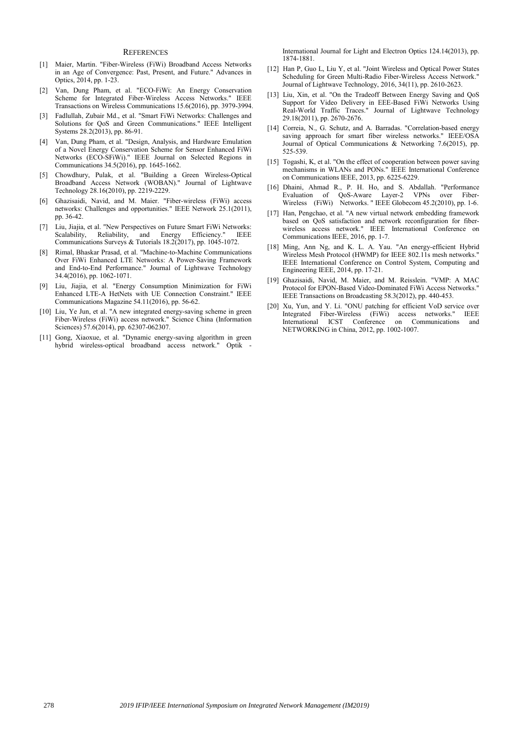## REFERENCES

[1] Maier, Martin. "Fiber-Wireless (FiWi) Broadband Access Networks in an Age of Convergence: Past, Present, and Future." Advances in Optics, 2014, pp. 1-23.

[2] Van, Dung Pham, et al. "ECO-FiWi: An Energy Conservation Scheme for Integrated Fiber-Wireless Access Networks." IEEE Transactions on Wireless Communications 15.6(2016), pp. 3979-3994.

[3] Fadlullah, Zubair Md., et al. "Smart FiWi Networks: Challenges and Solutions for QoS and Green Communications." IEEE Intelligent Systems 28.2(2013), pp. 86-91.

[4] Van, Dung Pham, et al. "Design, Analysis, and Hardware Emulation of a Novel Energy Conservation Scheme for Sensor Enhanced FiWi Networks (ECO-SFiWi)." IEEE Journal on Selected Regions in Communications 34.5(2016), pp. 1645-1662.

[5] Chowdhury, Pulak, et al. "Building a Green Wireless-Optical Broadband Access Network (WOBAN)." Journal of Lightwave Technology 28.16(2010), pp. 2219-2229.

[6] Ghazisaidi, Navid, and M. Maier. "Fiber-wireless (FiWi) access networks: Challenges and opportunities." IEEE Network 25.1(2011), pp. 36-42.

[7] Liu, Jiajia, et al. "New Perspectives on Future Smart FiWi Networks: Scalability, Reliability, and Energy Efficiency." IEEE Communications Surveys & Tutorials 18.2(2017), pp. 1045-1072.

[8] Rimal, Bhaskar Prasad, et al. "Machine-to-Machine Communications Over FiWi Enhanced LTE Networks: A Power-Saving Framework and End-to-End Performance." Journal of Lightwave Technology 34.4(2016), pp. 1062-1071.

[9] Liu, Jiajia, et al. "Energy Consumption Minimization for FiWi Enhanced LTE-A HetNets with UE Connection Constraint." IEEE Communications Magazine 54.11(2016), pp. 56-62.

[10] Liu, Ye Jun, et al. "A new integrated energy-saving scheme in green Fiber-Wireless (FiWi) access network." Science China (Information Sciences) 57.6(2014), pp. 62307-062307.

[11] Gong, Xiaoxue, et al. "Dynamic energy-saving algorithm in green hybrid wireless-optical broadband access network." Optik - International Journal for Light and Electron Optics 124.14(2013), pp. 1874-1881.

[12] Han P, Guo L, Liu Y, et al. "Joint Wireless and Optical Power States Scheduling for Green Multi-Radio Fiber-Wireless Access Network." Journal of Lightwave Technology, 2016, 34(11), pp. 2610-2623.

[13] Liu, Xin, et al. "On the Tradeoff Between Energy Saving and QoS Support for Video Delivery in EEE-Based FiWi Networks Using Real-World Traffic Traces." Journal of Lightwave Technology 29.18(2011), pp. 2670-2676.

[14] Correia, N., G. Schutz, and A. Barradas. "Correlation-based energy saving approach for smart fiber wireless networks." IEEE/OSA Journal of Optical Communications & Networking 7.6(2015), pp. 525-539.

[15] Togashi, K, et al. "On the effect of cooperation between power saving mechanisms in WLANs and PONs." IEEE International Conference on Communications IEEE, 2013, pp. 6225-6229.

[16] Dhaini, Ahmad R., P. H. Ho, and S. Abdallah. "Performance Evaluation of QoS-Aware Layer-2 VPNs over Fiber-Wireless (FiWi) Networks. " IEEE Globecom 45.2(2010), pp. 1-6.

[17] Han, Pengchao, et al. "A new virtual network embedding framework based on QoS satisfaction and network reconfiguration for fiber-wireless access network." IEEE International Conference on Communications IEEE, 2016, pp. 1-7.

[18] Ming, Ann Ng, and K. L. A. Yau. "An energy-efficient Hybrid Wireless Mesh Protocol (HWMP) for IEEE 802.11s mesh networks." IEEE International Conference on Control System, Computing and Engineering IEEE, 2014, pp. 17-21.

[19] Ghazisaidi, Navid, M. Maier, and M. Reisslein. "VMP: A MAC Protocol for EPON-Based Video-Dominated FiWi Access Networks." IEEE Transactions on Broadcasting 58.3(2012), pp. 440-453.

[20] Xu, Yun, and Y. Li. "ONU patching for efficient VoD service over Integrated Fiber-Wireless (FiWi) access networks." IEEE International ICST Conference on Communications and NETWORKING in China, 2012, pp. 1002-1007.